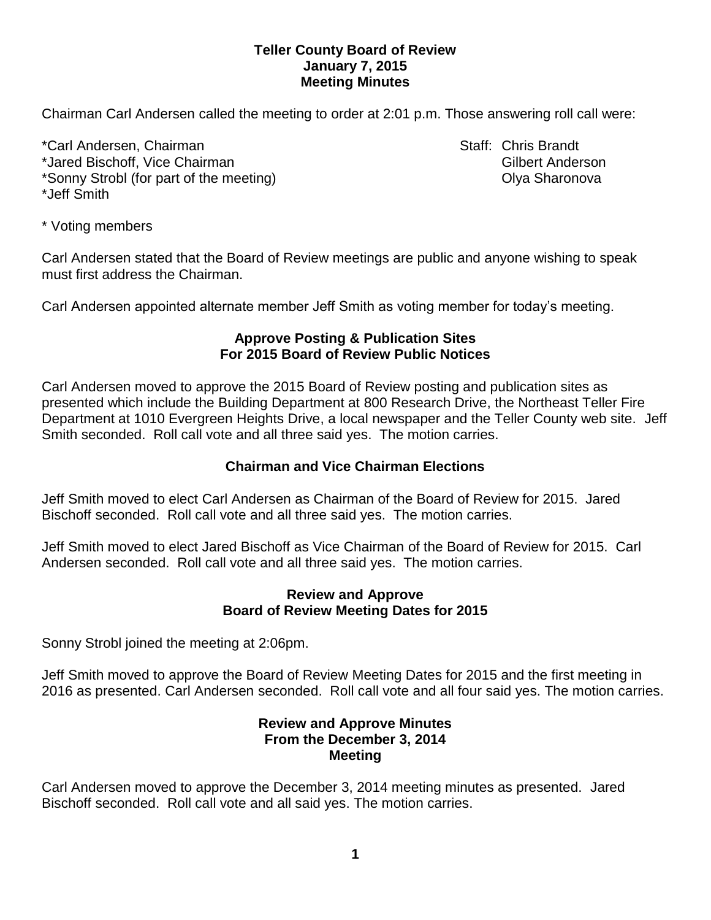**Teller County Board of Review**
**January 7, 2015**
**Meeting Minutes**

Chairman Carl Andersen called the meeting to order at 2:01 p.m. Those answering roll call were:

*Carl Andersen, Chairman
*Jared Bischoff, Vice Chairman
*Sonny Strobl (for part of the meeting)
*Jeff Smith

Staff: Chris Brandt
Gilbert Anderson
Olya Sharonova

* Voting members

Carl Andersen stated that the Board of Review meetings are public and anyone wishing to speak must first address the Chairman.

Carl Andersen appointed alternate member Jeff Smith as voting member for today's meeting.

## Approve Posting & Publication Sites For 2015 Board of Review Public Notices

Carl Andersen moved to approve the 2015 Board of Review posting and publication sites as presented which include the Building Department at 800 Research Drive, the Northeast Teller Fire Department at 1010 Evergreen Heights Drive, a local newspaper and the Teller County web site. Jeff Smith seconded. Roll call vote and all three said yes. The motion carries.

## Chairman and Vice Chairman Elections

Jeff Smith moved to elect Carl Andersen as Chairman of the Board of Review for 2015. Jared Bischoff seconded. Roll call vote and all three said yes. The motion carries.

Jeff Smith moved to elect Jared Bischoff as Vice Chairman of the Board of Review for 2015. Carl Andersen seconded. Roll call vote and all three said yes. The motion carries.

## Review and Approve Board of Review Meeting Dates for 2015

Sonny Strobl joined the meeting at 2:06pm.

Jeff Smith moved to approve the Board of Review Meeting Dates for 2015 and the first meeting in 2016 as presented. Carl Andersen seconded. Roll call vote and all four said yes. The motion carries.

## Review and Approve Minutes From the December 3, 2014 Meeting

Carl Andersen moved to approve the December 3, 2014 meeting minutes as presented. Jared Bischoff seconded. Roll call vote and all said yes. The motion carries.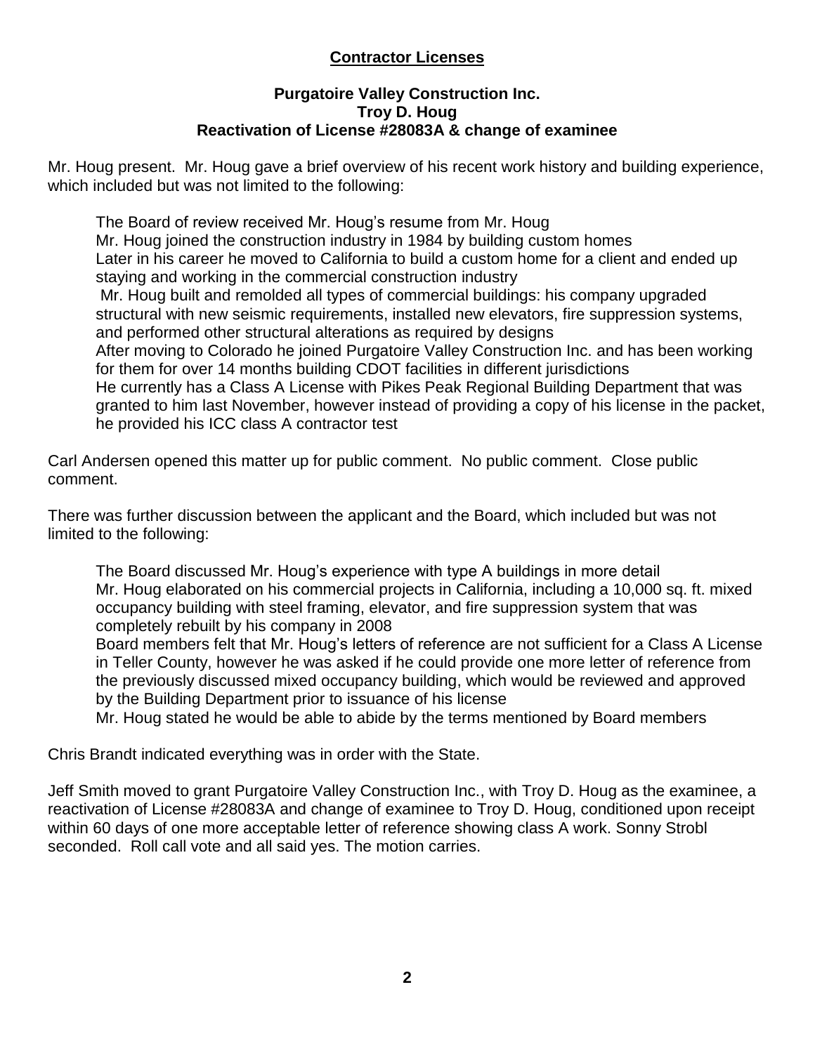## Contractor Licenses

### Purgatoire Valley Construction Inc.
### Troy D. Houg
### Reactivation of License #28083A & change of examinee

Mr. Houg present. Mr. Houg gave a brief overview of his recent work history and building experience, which included but was not limited to the following:

The Board of review received Mr. Houg's resume from Mr. Houg
Mr. Houg joined the construction industry in 1984 by building custom homes
Later in his career he moved to California to build a custom home for a client and ended up staying and working in the commercial construction industry
Mr. Houg built and remolded all types of commercial buildings: his company upgraded structural with new seismic requirements, installed new elevators, fire suppression systems, and performed other structural alterations as required by designs
After moving to Colorado he joined Purgatoire Valley Construction Inc. and has been working for them for over 14 months building CDOT facilities in different jurisdictions
He currently has a Class A License with Pikes Peak Regional Building Department that was granted to him last November, however instead of providing a copy of his license in the packet, he provided his ICC class A contractor test

Carl Andersen opened this matter up for public comment. No public comment. Close public comment.

There was further discussion between the applicant and the Board, which included but was not limited to the following:

The Board discussed Mr. Houg's experience with type A buildings in more detail
Mr. Houg elaborated on his commercial projects in California, including a 10,000 sq. ft. mixed occupancy building with steel framing, elevator, and fire suppression system that was completely rebuilt by his company in 2008
Board members felt that Mr. Houg's letters of reference are not sufficient for a Class A License in Teller County, however he was asked if he could provide one more letter of reference from the previously discussed mixed occupancy building, which would be reviewed and approved by the Building Department prior to issuance of his license
Mr. Houg stated he would be able to abide by the terms mentioned by Board members

Chris Brandt indicated everything was in order with the State.

Jeff Smith moved to grant Purgatoire Valley Construction Inc., with Troy D. Houg as the examinee, a reactivation of License #28083A and change of examinee to Troy D. Houg, conditioned upon receipt within 60 days of one more acceptable letter of reference showing class A work. Sonny Strobl seconded. Roll call vote and all said yes. The motion carries.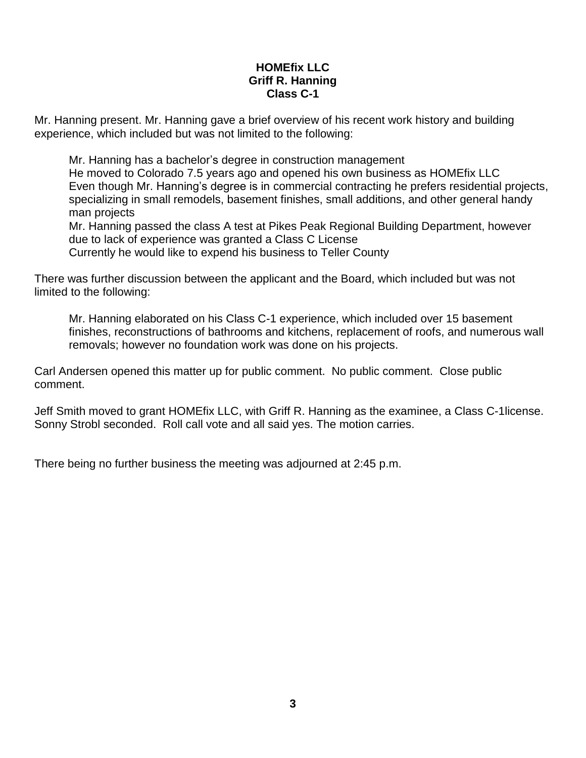**HOMEfix LLC**
**Griff R. Hanning**
**Class C-1**

Mr. Hanning present. Mr. Hanning gave a brief overview of his recent work history and building experience, which included but was not limited to the following:

- Mr. Hanning has a bachelor's degree in construction management
- He moved to Colorado 7.5 years ago and opened his own business as HOMEfix LLC
- Even though Mr. Hanning's degree is in commercial contracting he prefers residential projects, specializing in small remodels, basement finishes, small additions, and other general handy man projects
- Mr. Hanning passed the class A test at Pikes Peak Regional Building Department, however due to lack of experience was granted a Class C License
- Currently he would like to expend his business to Teller County

There was further discussion between the applicant and the Board, which included but was not limited to the following:

- Mr. Hanning elaborated on his Class C-1 experience, which included over 15 basement finishes, reconstructions of bathrooms and kitchens, replacement of roofs, and numerous wall removals; however no foundation work was done on his projects.

Carl Andersen opened this matter up for public comment. No public comment. Close public comment.

Jeff Smith moved to grant HOMEfix LLC, with Griff R. Hanning as the examinee, a Class C-1license. Sonny Strobl seconded. Roll call vote and all said yes. The motion carries.

There being no further business the meeting was adjourned at 2:45 p.m.